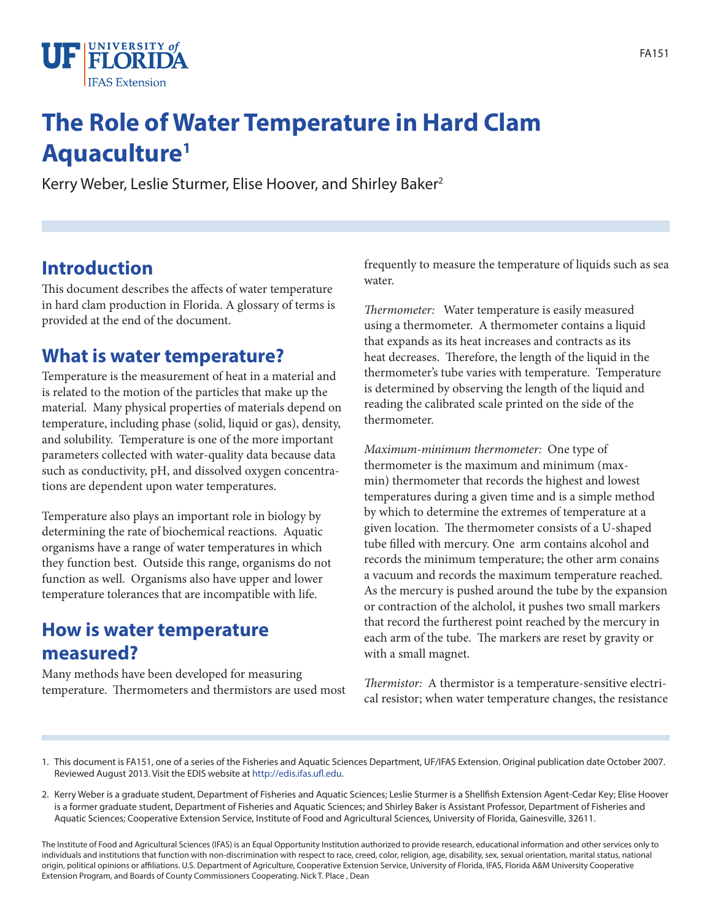# The Role of Water Temperature in Hard Clam Aquaculture[1]

Kerry Weber, Leslie Sturmer, Elise Hoover, and Shirley Baker[2]

## Introduction

This document describes the affects of water temperature in hard clam production in Florida. A glossary of terms is provided at the end of the document.

## What is water temperature?

Temperature is the measurement of heat in a material and is related to the motion of the particles that make up the material. Many physical properties of materials depend on temperature, including phase (solid, liquid or gas), density, and solubility. Temperature is one of the more important parameters collected with water-quality data because data such as conductivity, pH, and dissolved oxygen concentrations are dependent upon water temperatures.

Temperature also plays an important role in biology by determining the rate of biochemical reactions. Aquatic organisms have a range of water temperatures in which they function best. Outside this range, organisms do not function as well. Organisms also have upper and lower temperature tolerances that are incompatible with life.

## How is water temperature measured?

Many methods have been developed for measuring temperature. Thermometers and thermistors are used most frequently to measure the temperature of liquids such as sea water.

*Thermometer:* Water temperature is easily measured using a thermometer. A thermometer contains a liquid that expands as its heat increases and contracts as its heat decreases. Therefore, the length of the liquid in the thermometer's tube varies with temperature. Temperature is determined by observing the length of the liquid and reading the calibrated scale printed on the side of the thermometer.

*Maximum-minimum thermometer:* One type of thermometer is the maximum and minimum (max-min) thermometer that records the highest and lowest temperatures during a given time and is a simple method by which to determine the extremes of temperature at a given location. The thermometer consists of a U-shaped tube filled with mercury. One arm contains alcohol and records the minimum temperature; the other arm conains a vacuum and records the maximum temperature reached. As the mercury is pushed around the tube by the expansion or contraction of the alcholol, it pushes two small markers that record the furtherest point reached by the mercury in each arm of the tube. The markers are reset by gravity or with a small magnet.

*Thermistor:* A thermistor is a temperature-sensitive electrical resistor; when water temperature changes, the resistance

---

1. This document is FA151, one of a series of the Fisheries and Aquatic Sciences Department, UF/IFAS Extension. Original publication date October 2007. Reviewed August 2013. Visit the EDIS website at http://edis.ifas.ufl.edu.

2. Kerry Weber is a graduate student, Department of Fisheries and Aquatic Sciences; Leslie Sturmer is a Shellfish Extension Agent-Cedar Key; Elise Hoover is a former graduate student, Department of Fisheries and Aquatic Sciences; and Shirley Baker is Assistant Professor, Department of Fisheries and Aquatic Sciences; Cooperative Extension Service, Institute of Food and Agricultural Sciences, University of Florida, Gainesville, 32611.

The Institute of Food and Agricultural Sciences (IFAS) is an Equal Opportunity Institution authorized to provide research, educational information and other services only to individuals and institutions that function with non-discrimination with respect to race, creed, color, religion, age, disability, sex, sexual orientation, marital status, national origin, political opinions or affiliations. U.S. Department of Agriculture, Cooperative Extension Service, University of Florida, IFAS, Florida A&M University Cooperative Extension Program, and Boards of County Commissioners Cooperating. Nick T. Place , Dean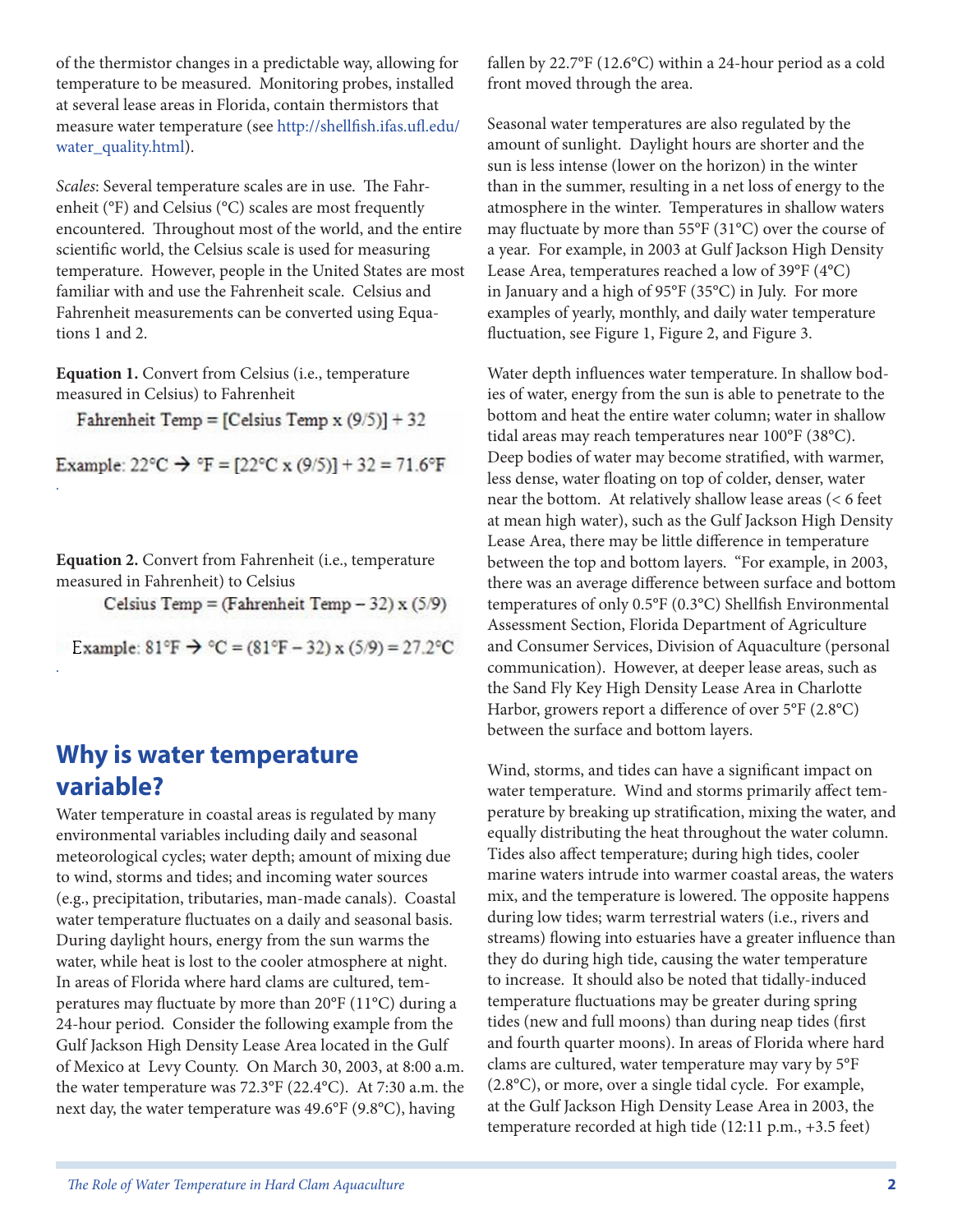of the thermistor changes in a predictable way, allowing for temperature to be measured. Monitoring probes, installed at several lease areas in Florida, contain thermistors that measure water temperature (see http://shellfish.ifas.ufl.edu/water_quality.html).

*Scales*: Several temperature scales are in use. The Fahrenheit (°F) and Celsius (°C) scales are most frequently encountered. Throughout most of the world, and the entire scientific world, the Celsius scale is used for measuring temperature. However, people in the United States are most familiar with and use the Fahrenheit scale. Celsius and Fahrenheit measurements can be converted using Equations 1 and 2.

**Equation 1.** Convert from Celsius (i.e., temperature measured in Celsius) to Fahrenheit

$$\text{Fahrenheit Temp} = [\text{Celsius Temp} \times (9/5)] + 32$$

Example: $22°C \rightarrow °F = [22°C \times (9/5)] + 32 = 71.6°F$

**Equation 2.** Convert from Fahrenheit (i.e., temperature measured in Fahrenheit) to Celsius

$$\text{Celsius Temp} = (\text{Fahrenheit Temp} - 32) \times (5/9)$$

Example: $81°F \rightarrow °C = (81°F - 32) \times (5/9) = 27.2°C$

## Why is water temperature variable?

Water temperature in coastal areas is regulated by many environmental variables including daily and seasonal meteorological cycles; water depth; amount of mixing due to wind, storms and tides; and incoming water sources (e.g., precipitation, tributaries, man-made canals). Coastal water temperature fluctuates on a daily and seasonal basis. During daylight hours, energy from the sun warms the water, while heat is lost to the cooler atmosphere at night. In areas of Florida where hard clams are cultured, temperatures may fluctuate by more than 20°F (11°C) during a 24-hour period. Consider the following example from the Gulf Jackson High Density Lease Area located in the Gulf of Mexico at Levy County. On March 30, 2003, at 8:00 a.m. the water temperature was 72.3°F (22.4°C). At 7:30 a.m. the next day, the water temperature was 49.6°F (9.8°C), having fallen by 22.7°F (12.6°C) within a 24-hour period as a cold front moved through the area.

Seasonal water temperatures are also regulated by the amount of sunlight. Daylight hours are shorter and the sun is less intense (lower on the horizon) in the winter than in the summer, resulting in a net loss of energy to the atmosphere in the winter. Temperatures in shallow waters may fluctuate by more than 55°F (31°C) over the course of a year. For example, in 2003 at Gulf Jackson High Density Lease Area, temperatures reached a low of 39°F (4°C) in January and a high of 95°F (35°C) in July. For more examples of yearly, monthly, and daily water temperature fluctuation, see Figure 1, Figure 2, and Figure 3.

Water depth influences water temperature. In shallow bodies of water, energy from the sun is able to penetrate to the bottom and heat the entire water column; water in shallow tidal areas may reach temperatures near 100°F (38°C). Deep bodies of water may become stratified, with warmer, less dense, water floating on top of colder, denser, water near the bottom. At relatively shallow lease areas (< 6 feet at mean high water), such as the Gulf Jackson High Density Lease Area, there may be little difference in temperature between the top and bottom layers. "For example, in 2003, there was an average difference between surface and bottom temperatures of only 0.5°F (0.3°C) Shellfish Environmental Assessment Section, Florida Department of Agriculture and Consumer Services, Division of Aquaculture (personal communication). However, at deeper lease areas, such as the Sand Fly Key High Density Lease Area in Charlotte Harbor, growers report a difference of over 5°F (2.8°C) between the surface and bottom layers.

Wind, storms, and tides can have a significant impact on water temperature. Wind and storms primarily affect temperature by breaking up stratification, mixing the water, and equally distributing the heat throughout the water column. Tides also affect temperature; during high tides, cooler marine waters intrude into warmer coastal areas, the waters mix, and the temperature is lowered. The opposite happens during low tides; warm terrestrial waters (i.e., rivers and streams) flowing into estuaries have a greater influence than they do during high tide, causing the water temperature to increase. It should also be noted that tidally-induced temperature fluctuations may be greater during spring tides (new and full moons) than during neap tides (first and fourth quarter moons). In areas of Florida where hard clams are cultured, water temperature may vary by 5°F (2.8°C), or more, over a single tidal cycle. For example, at the Gulf Jackson High Density Lease Area in 2003, the temperature recorded at high tide (12:11 p.m., +3.5 feet)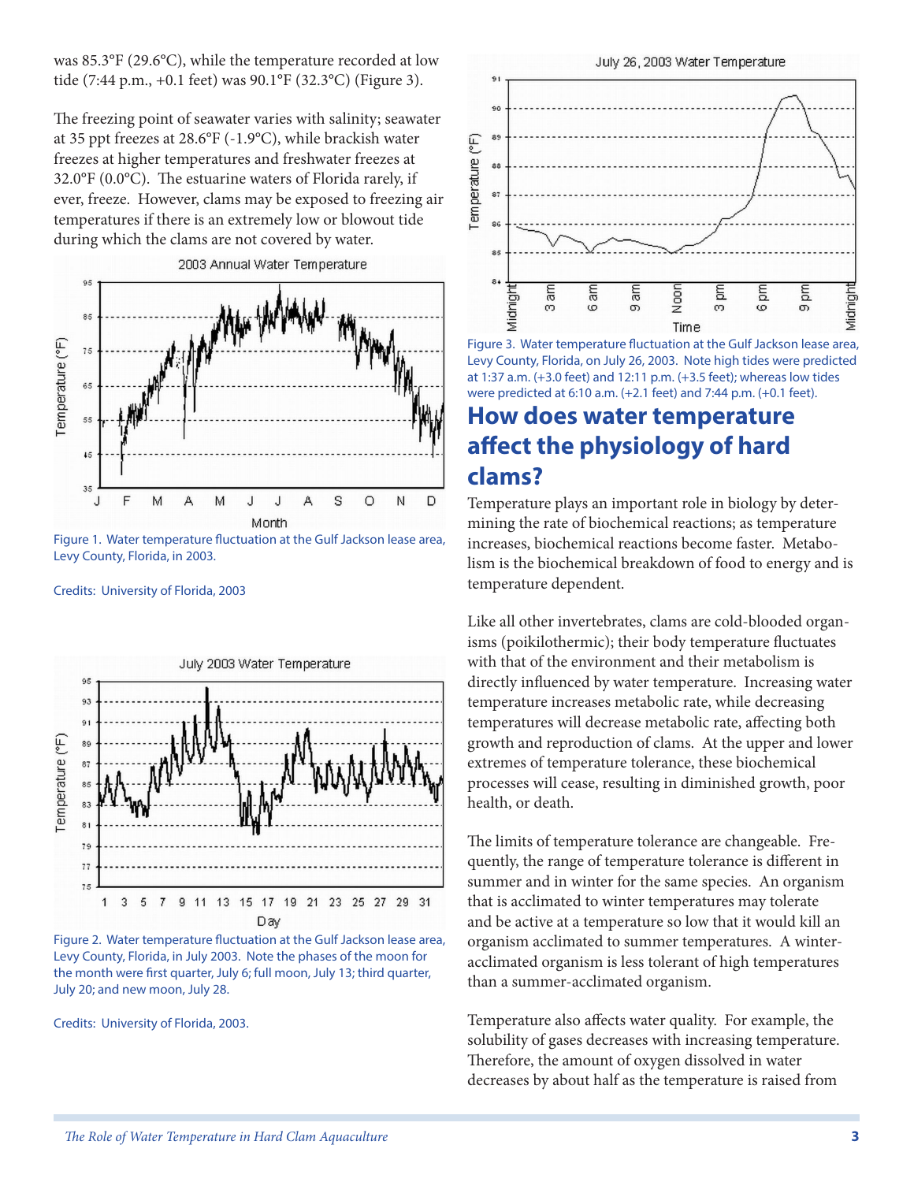was 85.3°F (29.6°C), while the temperature recorded at low tide (7:44 p.m., +0.1 feet) was 90.1°F (32.3°C) (Figure 3).

The freezing point of seawater varies with salinity; seawater at 35 ppt freezes at 28.6°F (-1.9°C), while brackish water freezes at higher temperatures and freshwater freezes at 32.0°F (0.0°C). The estuarine waters of Florida rarely, if ever, freeze. However, clams may be exposed to freezing air temperatures if there is an extremely low or blowout tide during which the clams are not covered by water.

Figure 1. Water temperature fluctuation at the Gulf Jackson lease area, Levy County, Florida, in 2003.

Credits: University of Florida, 2003

Figure 2. Water temperature fluctuation at the Gulf Jackson lease area, Levy County, Florida, in July 2003. Note the phases of the moon for the month were first quarter, July 6; full moon, July 13; third quarter, July 20; and new moon, July 28.

Credits: University of Florida, 2003.

Figure 3. Water temperature fluctuation at the Gulf Jackson lease area, Levy County, Florida, on July 26, 2003. Note high tides were predicted at 1:37 a.m. (+3.0 feet) and 12:11 p.m. (+3.5 feet); whereas low tides were predicted at 6:10 a.m. (+2.1 feet) and 7:44 p.m. (+0.1 feet).

## How does water temperature affect the physiology of hard clams?

Temperature plays an important role in biology by determining the rate of biochemical reactions; as temperature increases, biochemical reactions become faster. Metabolism is the biochemical breakdown of food to energy and is temperature dependent.

Like all other invertebrates, clams are cold-blooded organisms (poikilothermic); their body temperature fluctuates with that of the environment and their metabolism is directly influenced by water temperature. Increasing water temperature increases metabolic rate, while decreasing temperatures will decrease metabolic rate, affecting both growth and reproduction of clams. At the upper and lower extremes of temperature tolerance, these biochemical processes will cease, resulting in diminished growth, poor health, or death.

The limits of temperature tolerance are changeable. Frequently, the range of temperature tolerance is different in summer and in winter for the same species. An organism that is acclimated to winter temperatures may tolerate and be active at a temperature so low that it would kill an organism acclimated to summer temperatures. A winter-acclimated organism is less tolerant of high temperatures than a summer-acclimated organism.

Temperature also affects water quality. For example, the solubility of gases decreases with increasing temperature. Therefore, the amount of oxygen dissolved in water decreases by about half as the temperature is raised from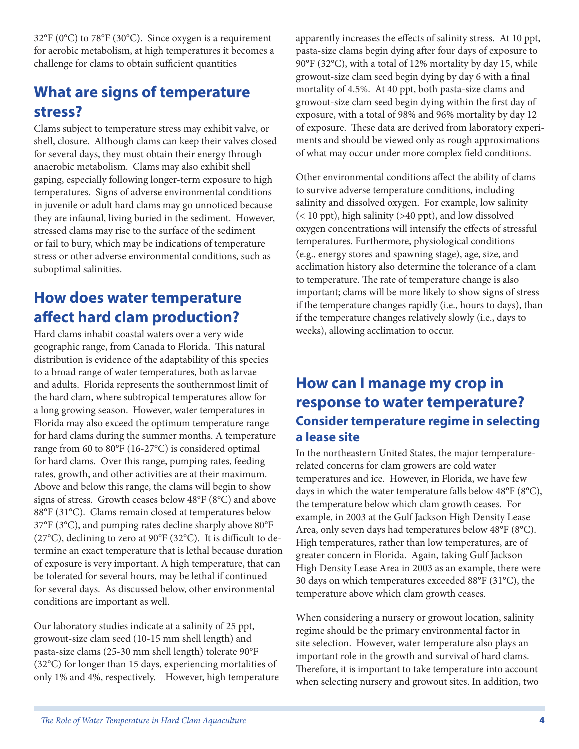32°F (0°C) to 78°F (30°C). Since oxygen is a requirement for aerobic metabolism, at high temperatures it becomes a challenge for clams to obtain sufficient quantities

## What are signs of temperature stress?

Clams subject to temperature stress may exhibit valve, or shell, closure. Although clams can keep their valves closed for several days, they must obtain their energy through anaerobic metabolism. Clams may also exhibit shell gaping, especially following longer-term exposure to high temperatures. Signs of adverse environmental conditions in juvenile or adult hard clams may go unnoticed because they are infaunal, living buried in the sediment. However, stressed clams may rise to the surface of the sediment or fail to bury, which may be indications of temperature stress or other adverse environmental conditions, such as suboptimal salinities.

## How does water temperature affect hard clam production?

Hard clams inhabit coastal waters over a very wide geographic range, from Canada to Florida. This natural distribution is evidence of the adaptability of this species to a broad range of water temperatures, both as larvae and adults. Florida represents the southernmost limit of the hard clam, where subtropical temperatures allow for a long growing season. However, water temperatures in Florida may also exceed the optimum temperature range for hard clams during the summer months. A temperature range from 60 to 80°F (16-27°C) is considered optimal for hard clams. Over this range, pumping rates, feeding rates, growth, and other activities are at their maximum. Above and below this range, the clams will begin to show signs of stress. Growth ceases below 48°F (8°C) and above 88°F (31°C). Clams remain closed at temperatures below 37°F (3°C), and pumping rates decline sharply above 80°F (27°C), declining to zero at 90°F (32°C). It is difficult to determine an exact temperature that is lethal because duration of exposure is very important. A high temperature, that can be tolerated for several hours, may be lethal if continued for several days. As discussed below, other environmental conditions are important as well.

Our laboratory studies indicate at a salinity of 25 ppt, growout-size clam seed (10-15 mm shell length) and pasta-size clams (25-30 mm shell length) tolerate 90°F (32°C) for longer than 15 days, experiencing mortalities of only 1% and 4%, respectively. However, high temperature apparently increases the effects of salinity stress. At 10 ppt, pasta-size clams begin dying after four days of exposure to 90°F (32°C), with a total of 12% mortality by day 15, while growout-size clam seed begin dying by day 6 with a final mortality of 4.5%. At 40 ppt, both pasta-size clams and growout-size clam seed begin dying within the first day of exposure, with a total of 98% and 96% mortality by day 12 of exposure. These data are derived from laboratory experiments and should be viewed only as rough approximations of what may occur under more complex field conditions.

Other environmental conditions affect the ability of clams to survive adverse temperature conditions, including salinity and dissolved oxygen. For example, low salinity ($\leq$ 10 ppt), high salinity ($\geq$40 ppt), and low dissolved oxygen concentrations will intensify the effects of stressful temperatures. Furthermore, physiological conditions (e.g., energy stores and spawning stage), age, size, and acclimation history also determine the tolerance of a clam to temperature. The rate of temperature change is also important; clams will be more likely to show signs of stress if the temperature changes rapidly (i.e., hours to days), than if the temperature changes relatively slowly (i.e., days to weeks), allowing acclimation to occur.

## How can I manage my crop in response to water temperature?

### Consider temperature regime in selecting a lease site

In the northeastern United States, the major temperature-related concerns for clam growers are cold water temperatures and ice. However, in Florida, we have few days in which the water temperature falls below 48°F (8°C), the temperature below which clam growth ceases. For example, in 2003 at the Gulf Jackson High Density Lease Area, only seven days had temperatures below 48°F (8°C). High temperatures, rather than low temperatures, are of greater concern in Florida. Again, taking Gulf Jackson High Density Lease Area in 2003 as an example, there were 30 days on which temperatures exceeded 88°F (31°C), the temperature above which clam growth ceases.

When considering a nursery or growout location, salinity regime should be the primary environmental factor in site selection. However, water temperature also plays an important role in the growth and survival of hard clams. Therefore, it is important to take temperature into account when selecting nursery and growout sites. In addition, two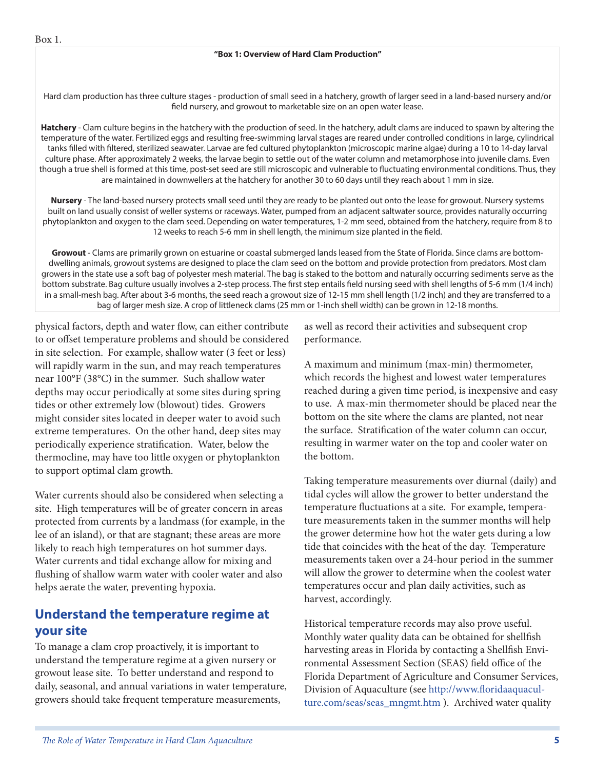Box 1.

**"Box 1: Overview of Hard Clam Production"**

Hard clam production has three culture stages - production of small seed in a hatchery, growth of larger seed in a land-based nursery and/or field nursery, and growout to marketable size on an open water lease.

**Hatchery** - Clam culture begins in the hatchery with the production of seed. In the hatchery, adult clams are induced to spawn by altering the temperature of the water. Fertilized eggs and resulting free-swimming larval stages are reared under controlled conditions in large, cylindrical tanks filled with filtered, sterilized seawater. Larvae are fed cultured phytoplankton (microscopic marine algae) during a 10 to 14-day larval culture phase. After approximately 2 weeks, the larvae begin to settle out of the water column and metamorphose into juvenile clams. Even though a true shell is formed at this time, post-set seed are still microscopic and vulnerable to fluctuating environmental conditions. Thus, they are maintained in downwellers at the hatchery for another 30 to 60 days until they reach about 1 mm in size.

**Nursery** - The land-based nursery protects small seed until they are ready to be planted out onto the lease for growout. Nursery systems built on land usually consist of weller systems or raceways. Water, pumped from an adjacent saltwater source, provides naturally occurring phytoplankton and oxygen to the clam seed. Depending on water temperatures, 1-2 mm seed, obtained from the hatchery, require from 8 to 12 weeks to reach 5-6 mm in shell length, the minimum size planted in the field.

**Growout** - Clams are primarily grown on estuarine or coastal submerged lands leased from the State of Florida. Since clams are bottom-dwelling animals, growout systems are designed to place the clam seed on the bottom and provide protection from predators. Most clam growers in the state use a soft bag of polyester mesh material. The bag is staked to the bottom and naturally occurring sediments serve as the bottom substrate. Bag culture usually involves a 2-step process. The first step entails field nursing seed with shell lengths of 5-6 mm (1/4 inch) in a small-mesh bag. After about 3-6 months, the seed reach a growout size of 12-15 mm shell length (1/2 inch) and they are transferred to a bag of larger mesh size. A crop of littleneck clams (25 mm or 1-inch shell width) can be grown in 12-18 months.

physical factors, depth and water flow, can either contribute to or offset temperature problems and should be considered in site selection. For example, shallow water (3 feet or less) will rapidly warm in the sun, and may reach temperatures near 100°F (38°C) in the summer. Such shallow water depths may occur periodically at some sites during spring tides or other extremely low (blowout) tides. Growers might consider sites located in deeper water to avoid such extreme temperatures. On the other hand, deep sites may periodically experience stratification. Water, below the thermocline, may have too little oxygen or phytoplankton to support optimal clam growth.

Water currents should also be considered when selecting a site. High temperatures will be of greater concern in areas protected from currents by a landmass (for example, in the lee of an island), or that are stagnant; these areas are more likely to reach high temperatures on hot summer days. Water currents and tidal exchange allow for mixing and flushing of shallow warm water with cooler water and also helps aerate the water, preventing hypoxia.

## Understand the temperature regime at your site

To manage a clam crop proactively, it is important to understand the temperature regime at a given nursery or growout lease site. To better understand and respond to daily, seasonal, and annual variations in water temperature, growers should take frequent temperature measurements, as well as record their activities and subsequent crop performance.

A maximum and minimum (max-min) thermometer, which records the highest and lowest water temperatures reached during a given time period, is inexpensive and easy to use. A max-min thermometer should be placed near the bottom on the site where the clams are planted, not near the surface. Stratification of the water column can occur, resulting in warmer water on the top and cooler water on the bottom.

Taking temperature measurements over diurnal (daily) and tidal cycles will allow the grower to better understand the temperature fluctuations at a site. For example, temperature measurements taken in the summer months will help the grower determine how hot the water gets during a low tide that coincides with the heat of the day. Temperature measurements taken over a 24-hour period in the summer will allow the grower to determine when the coolest water temperatures occur and plan daily activities, such as harvest, accordingly.

Historical temperature records may also prove useful. Monthly water quality data can be obtained for shellfish harvesting areas in Florida by contacting a Shellfish Environmental Assessment Section (SEAS) field office of the Florida Department of Agriculture and Consumer Services, Division of Aquaculture (see http://www.floridaaquaculture.com/seas/seas_mngmt.htm ). Archived water quality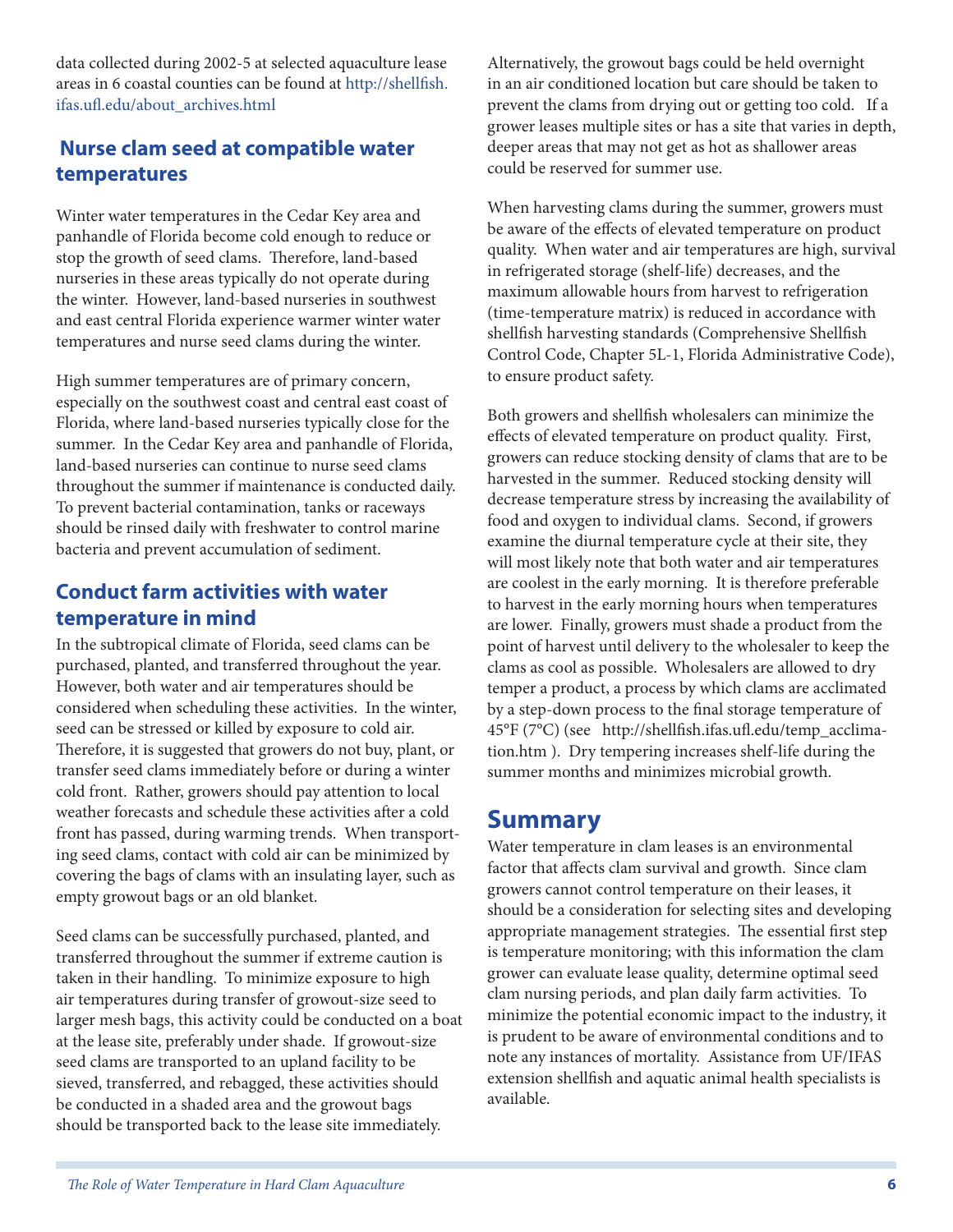data collected during 2002-5 at selected aquaculture lease areas in 6 coastal counties can be found at http://shellfish.ifas.ufl.edu/about_archives.html

## Nurse clam seed at compatible water temperatures

Winter water temperatures in the Cedar Key area and panhandle of Florida become cold enough to reduce or stop the growth of seed clams. Therefore, land-based nurseries in these areas typically do not operate during the winter. However, land-based nurseries in southwest and east central Florida experience warmer winter water temperatures and nurse seed clams during the winter.

High summer temperatures are of primary concern, especially on the southwest coast and central east coast of Florida, where land-based nurseries typically close for the summer. In the Cedar Key area and panhandle of Florida, land-based nurseries can continue to nurse seed clams throughout the summer if maintenance is conducted daily. To prevent bacterial contamination, tanks or raceways should be rinsed daily with freshwater to control marine bacteria and prevent accumulation of sediment.

## Conduct farm activities with water temperature in mind

In the subtropical climate of Florida, seed clams can be purchased, planted, and transferred throughout the year. However, both water and air temperatures should be considered when scheduling these activities. In the winter, seed can be stressed or killed by exposure to cold air. Therefore, it is suggested that growers do not buy, plant, or transfer seed clams immediately before or during a winter cold front. Rather, growers should pay attention to local weather forecasts and schedule these activities after a cold front has passed, during warming trends. When transporting seed clams, contact with cold air can be minimized by covering the bags of clams with an insulating layer, such as empty growout bags or an old blanket.

Seed clams can be successfully purchased, planted, and transferred throughout the summer if extreme caution is taken in their handling. To minimize exposure to high air temperatures during transfer of growout-size seed to larger mesh bags, this activity could be conducted on a boat at the lease site, preferably under shade. If growout-size seed clams are transported to an upland facility to be sieved, transferred, and rebagged, these activities should be conducted in a shaded area and the growout bags should be transported back to the lease site immediately. Alternatively, the growout bags could be held overnight in an air conditioned location but care should be taken to prevent the clams from drying out or getting too cold. If a grower leases multiple sites or has a site that varies in depth, deeper areas that may not get as hot as shallower areas could be reserved for summer use.

When harvesting clams during the summer, growers must be aware of the effects of elevated temperature on product quality. When water and air temperatures are high, survival in refrigerated storage (shelf-life) decreases, and the maximum allowable hours from harvest to refrigeration (time-temperature matrix) is reduced in accordance with shellfish harvesting standards (Comprehensive Shellfish Control Code, Chapter 5L-1, Florida Administrative Code), to ensure product safety.

Both growers and shellfish wholesalers can minimize the effects of elevated temperature on product quality. First, growers can reduce stocking density of clams that are to be harvested in the summer. Reduced stocking density will decrease temperature stress by increasing the availability of food and oxygen to individual clams. Second, if growers examine the diurnal temperature cycle at their site, they will most likely note that both water and air temperatures are coolest in the early morning. It is therefore preferable to harvest in the early morning hours when temperatures are lower. Finally, growers must shade a product from the point of harvest until delivery to the wholesaler to keep the clams as cool as possible. Wholesalers are allowed to dry temper a product, a process by which clams are acclimated by a step-down process to the final storage temperature of 45°F (7°C) (see http://shellfish.ifas.ufl.edu/temp_acclimation.htm ). Dry tempering increases shelf-life during the summer months and minimizes microbial growth.

# Summary

Water temperature in clam leases is an environmental factor that affects clam survival and growth. Since clam growers cannot control temperature on their leases, it should be a consideration for selecting sites and developing appropriate management strategies. The essential first step is temperature monitoring; with this information the clam grower can evaluate lease quality, determine optimal seed clam nursing periods, and plan daily farm activities. To minimize the potential economic impact to the industry, it is prudent to be aware of environmental conditions and to note any instances of mortality. Assistance from UF/IFAS extension shellfish and aquatic animal health specialists is available.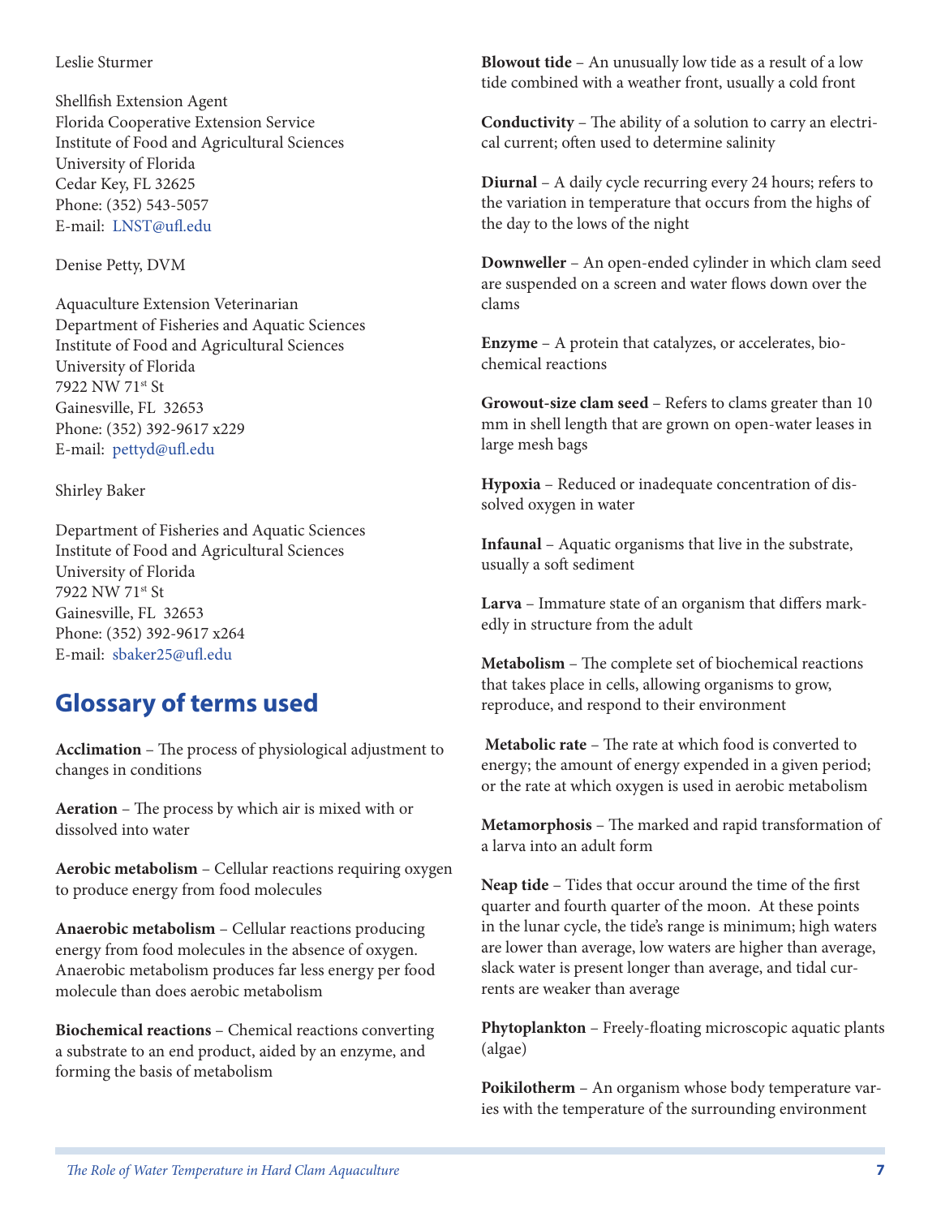Leslie Sturmer

Shellfish Extension Agent
Florida Cooperative Extension Service
Institute of Food and Agricultural Sciences
University of Florida
Cedar Key, FL 32625
Phone: (352) 543-5057
E-mail: LNST@ufl.edu

Denise Petty, DVM

Aquaculture Extension Veterinarian
Department of Fisheries and Aquatic Sciences
Institute of Food and Agricultural Sciences
University of Florida
7922 NW 71st St
Gainesville, FL 32653
Phone: (352) 392-9617 x229
E-mail: pettyd@ufl.edu

Shirley Baker

Department of Fisheries and Aquatic Sciences
Institute of Food and Agricultural Sciences
University of Florida
7922 NW 71st St
Gainesville, FL 32653
Phone: (352) 392-9617 x264
E-mail: sbaker25@ufl.edu

## Glossary of terms used

**Acclimation** – The process of physiological adjustment to changes in conditions

**Aeration** – The process by which air is mixed with or dissolved into water

**Aerobic metabolism** – Cellular reactions requiring oxygen to produce energy from food molecules

**Anaerobic metabolism** – Cellular reactions producing energy from food molecules in the absence of oxygen. Anaerobic metabolism produces far less energy per food molecule than does aerobic metabolism

**Biochemical reactions** – Chemical reactions converting a substrate to an end product, aided by an enzyme, and forming the basis of metabolism

**Blowout tide** – An unusually low tide as a result of a low tide combined with a weather front, usually a cold front

**Conductivity** – The ability of a solution to carry an electrical current; often used to determine salinity

**Diurnal** – A daily cycle recurring every 24 hours; refers to the variation in temperature that occurs from the highs of the day to the lows of the night

**Downweller** – An open-ended cylinder in which clam seed are suspended on a screen and water flows down over the clams

**Enzyme** – A protein that catalyzes, or accelerates, biochemical reactions

**Growout-size clam seed** – Refers to clams greater than 10 mm in shell length that are grown on open-water leases in large mesh bags

**Hypoxia** – Reduced or inadequate concentration of dissolved oxygen in water

**Infaunal** – Aquatic organisms that live in the substrate, usually a soft sediment

**Larva** – Immature state of an organism that differs markedly in structure from the adult

**Metabolism** – The complete set of biochemical reactions that takes place in cells, allowing organisms to grow, reproduce, and respond to their environment

**Metabolic rate** – The rate at which food is converted to energy; the amount of energy expended in a given period; or the rate at which oxygen is used in aerobic metabolism

**Metamorphosis** – The marked and rapid transformation of a larva into an adult form

**Neap tide** – Tides that occur around the time of the first quarter and fourth quarter of the moon. At these points in the lunar cycle, the tide's range is minimum; high waters are lower than average, low waters are higher than average, slack water is present longer than average, and tidal currents are weaker than average

**Phytoplankton** – Freely-floating microscopic aquatic plants (algae)

**Poikilotherm** – An organism whose body temperature varies with the temperature of the surrounding environment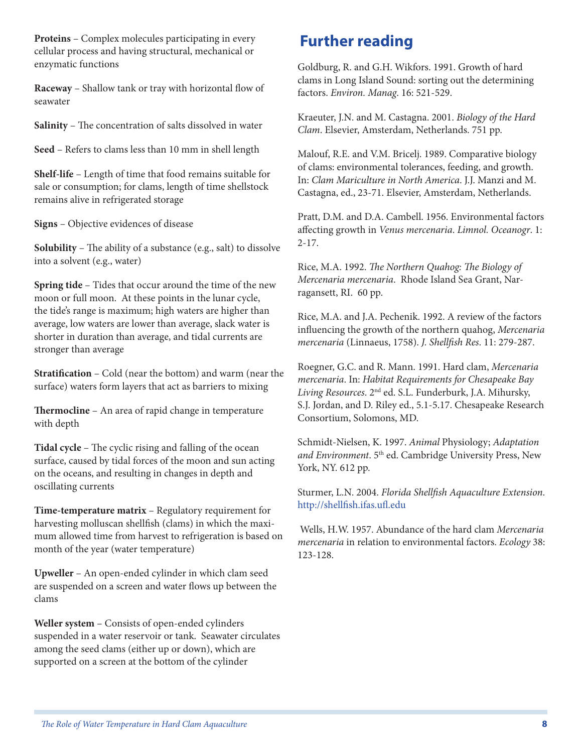**Proteins** – Complex molecules participating in every cellular process and having structural, mechanical or enzymatic functions

**Raceway** – Shallow tank or tray with horizontal flow of seawater

**Salinity** – The concentration of salts dissolved in water

**Seed** – Refers to clams less than 10 mm in shell length

**Shelf-life** – Length of time that food remains suitable for sale or consumption; for clams, length of time shellstock remains alive in refrigerated storage

**Signs** – Objective evidences of disease

**Solubility** – The ability of a substance (e.g., salt) to dissolve into a solvent (e.g., water)

**Spring tide** – Tides that occur around the time of the new moon or full moon. At these points in the lunar cycle, the tide's range is maximum; high waters are higher than average, low waters are lower than average, slack water is shorter in duration than average, and tidal currents are stronger than average

**Stratification** – Cold (near the bottom) and warm (near the surface) waters form layers that act as barriers to mixing

**Thermocline** – An area of rapid change in temperature with depth

**Tidal cycle** – The cyclic rising and falling of the ocean surface, caused by tidal forces of the moon and sun acting on the oceans, and resulting in changes in depth and oscillating currents

**Time-temperature matrix** – Regulatory requirement for harvesting molluscan shellfish (clams) in which the maximum allowed time from harvest to refrigeration is based on month of the year (water temperature)

**Upweller** – An open-ended cylinder in which clam seed are suspended on a screen and water flows up between the clams

**Weller system** – Consists of open-ended cylinders suspended in a water reservoir or tank. Seawater circulates among the seed clams (either up or down), which are supported on a screen at the bottom of the cylinder

## Further reading

Goldburg, R. and G.H. Wikfors. 1991. Growth of hard clams in Long Island Sound: sorting out the determining factors. *Environ. Manag*. 16: 521-529.

Kraeuter, J.N. and M. Castagna. 2001. *Biology of the Hard Clam*. Elsevier, Amsterdam, Netherlands. 751 pp.

Malouf, R.E. and V.M. Bricelj. 1989. Comparative biology of clams: environmental tolerances, feeding, and growth. In: *Clam Mariculture in North America*. J.J. Manzi and M. Castagna, ed., 23-71. Elsevier, Amsterdam, Netherlands.

Pratt, D.M. and D.A. Cambell. 1956. Environmental factors affecting growth in *Venus mercenaria*. *Limnol. Oceanogr*. 1: 2-17.

Rice, M.A. 1992. *The Northern Quahog: The Biology of Mercenaria mercenaria*. Rhode Island Sea Grant, Narragansett, RI. 60 pp.

Rice, M.A. and J.A. Pechenik. 1992. A review of the factors influencing the growth of the northern quahog, *Mercenaria mercenaria* (Linnaeus, 1758). *J. Shellfish Res*. 11: 279-287.

Roegner, G.C. and R. Mann. 1991. Hard clam, *Mercenaria mercenaria*. In: *Habitat Requirements for Chesapeake Bay Living Resources*. 2nd ed. S.L. Funderburk, J.A. Mihursky, S.J. Jordan, and D. Riley ed., 5.1-5.17. Chesapeake Research Consortium, Solomons, MD.

Schmidt-Nielsen, K. 1997. *Animal* Physiology; *Adaptation and Environment*. 5th ed. Cambridge University Press, New York, NY. 612 pp.

Sturmer, L.N. 2004. *Florida Shellfish Aquaculture Extension*. http://shellfish.ifas.ufl.edu

Wells, H.W. 1957. Abundance of the hard clam *Mercenaria mercenaria* in relation to environmental factors. *Ecology* 38: 123-128.